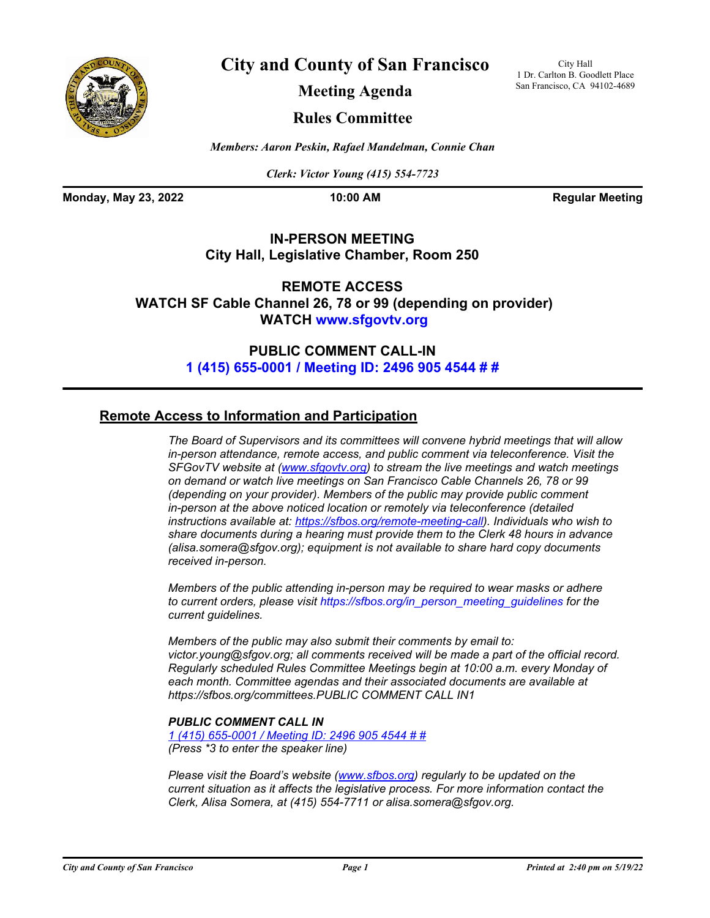# City and County of San Francisco

## Meeting Agenda

## Rules Committee

City Hall
1 Dr. Carlton B. Goodlett Place
San Francisco, CA 94102-4689

*Members: Aaron Peskin, Rafael Mandelman, Connie Chan*

*Clerk: Victor Young (415) 554-7723*

**Monday, May 23, 2022** **10:00 AM** **Regular Meeting**

**IN-PERSON MEETING**
**City Hall, Legislative Chamber, Room 250**

**REMOTE ACCESS**
**WATCH SF Cable Channel 26, 78 or 99 (depending on provider)**
**WATCH www.sfgovtv.org**

**PUBLIC COMMENT CALL-IN**
**1 (415) 655-0001 / Meeting ID: 2496 905 4544 # #**

## Remote Access to Information and Participation

*The Board of Supervisors and its committees will convene hybrid meetings that will allow in-person attendance, remote access, and public comment via teleconference. Visit the SFGovTV website at (www.sfgovtv.org) to stream the live meetings and watch meetings on demand or watch live meetings on San Francisco Cable Channels 26, 78 or 99 (depending on your provider). Members of the public may provide public comment in-person at the above noticed location or remotely via teleconference (detailed instructions available at: https://sfbos.org/remote-meeting-call). Individuals who wish to share documents during a hearing must provide them to the Clerk 48 hours in advance (alisa.somera@sfgov.org); equipment is not available to share hard copy documents received in-person.*

*Members of the public attending in-person may be required to wear masks or adhere to current orders, please visit https://sfbos.org/in_person_meeting_guidelines for the current guidelines.*

*Members of the public may also submit their comments by email to: victor.young@sfgov.org; all comments received will be made a part of the official record. Regularly scheduled Rules Committee Meetings begin at 10:00 a.m. every Monday of each month. Committee agendas and their associated documents are available at https://sfbos.org/committees.PUBLIC COMMENT CALL IN1*

***PUBLIC COMMENT CALL IN***
*1 (415) 655-0001 / Meeting ID: 2496 905 4544 # #*
*(Press \*3 to enter the speaker line)*

*Please visit the Board's website (www.sfbos.org) regularly to be updated on the current situation as it affects the legislative process. For more information contact the Clerk, Alisa Somera, at (415) 554-7711 or alisa.somera@sfgov.org.*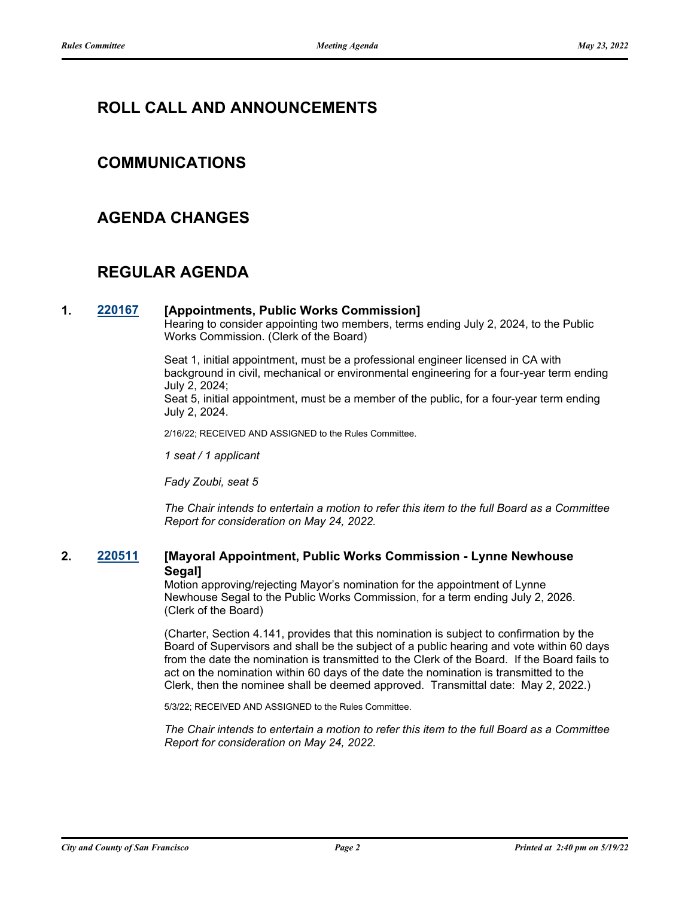## ROLL CALL AND ANNOUNCEMENTS

## COMMUNICATIONS

## AGENDA CHANGES

## REGULAR AGENDA

**1. [220167](220167) [Appointments, Public Works Commission]**

Hearing to consider appointing two members, terms ending July 2, 2024, to the Public Works Commission. (Clerk of the Board)

Seat 1, initial appointment, must be a professional engineer licensed in CA with background in civil, mechanical or environmental engineering for a four-year term ending July 2, 2024;
Seat 5, initial appointment, must be a member of the public, for a four-year term ending July 2, 2024.

2/16/22; RECEIVED AND ASSIGNED to the Rules Committee.

*1 seat / 1 applicant*

*Fady Zoubi, seat 5*

*The Chair intends to entertain a motion to refer this item to the full Board as a Committee Report for consideration on May 24, 2022.*

**2. [220511](220511) [Mayoral Appointment, Public Works Commission - Lynne Newhouse Segal]**

Motion approving/rejecting Mayor's nomination for the appointment of Lynne Newhouse Segal to the Public Works Commission, for a term ending July 2, 2026. (Clerk of the Board)

(Charter, Section 4.141, provides that this nomination is subject to confirmation by the Board of Supervisors and shall be the subject of a public hearing and vote within 60 days from the date the nomination is transmitted to the Clerk of the Board. If the Board fails to act on the nomination within 60 days of the date the nomination is transmitted to the Clerk, then the nominee shall be deemed approved. Transmittal date: May 2, 2022.)

5/3/22; RECEIVED AND ASSIGNED to the Rules Committee.

*The Chair intends to entertain a motion to refer this item to the full Board as a Committee Report for consideration on May 24, 2022.*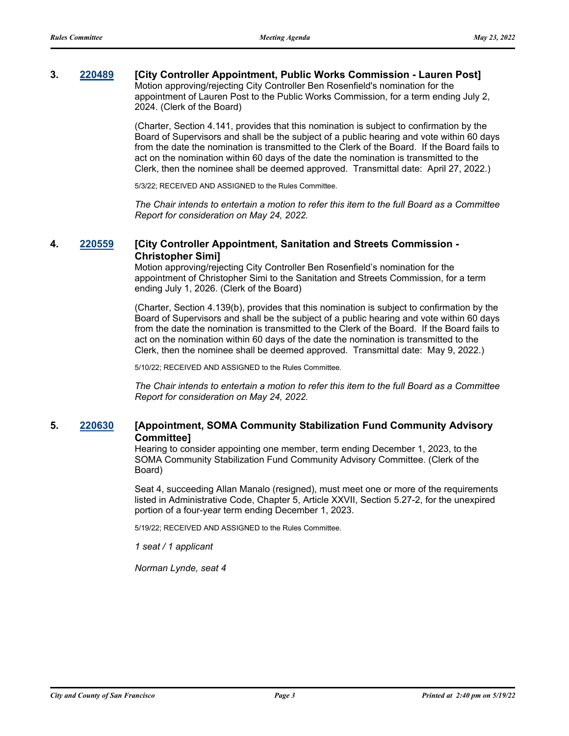**3. [220489](220489) [City Controller Appointment, Public Works Commission - Lauren Post]**

Motion approving/rejecting City Controller Ben Rosenfield's nomination for the appointment of Lauren Post to the Public Works Commission, for a term ending July 2, 2024. (Clerk of the Board)

(Charter, Section 4.141, provides that this nomination is subject to confirmation by the Board of Supervisors and shall be the subject of a public hearing and vote within 60 days from the date the nomination is transmitted to the Clerk of the Board. If the Board fails to act on the nomination within 60 days of the date the nomination is transmitted to the Clerk, then the nominee shall be deemed approved. Transmittal date: April 27, 2022.)

5/3/22; RECEIVED AND ASSIGNED to the Rules Committee.

*The Chair intends to entertain a motion to refer this item to the full Board as a Committee Report for consideration on May 24, 2022.*

**4. [220559](220559) [City Controller Appointment, Sanitation and Streets Commission - Christopher Simi]**

Motion approving/rejecting City Controller Ben Rosenfield's nomination for the appointment of Christopher Simi to the Sanitation and Streets Commission, for a term ending July 1, 2026. (Clerk of the Board)

(Charter, Section 4.139(b), provides that this nomination is subject to confirmation by the Board of Supervisors and shall be the subject of a public hearing and vote within 60 days from the date the nomination is transmitted to the Clerk of the Board. If the Board fails to act on the nomination within 60 days of the date the nomination is transmitted to the Clerk, then the nominee shall be deemed approved. Transmittal date: May 9, 2022.)

5/10/22; RECEIVED AND ASSIGNED to the Rules Committee.

*The Chair intends to entertain a motion to refer this item to the full Board as a Committee Report for consideration on May 24, 2022.*

**5. [220630](220630) [Appointment, SOMA Community Stabilization Fund Community Advisory Committee]**

Hearing to consider appointing one member, term ending December 1, 2023, to the SOMA Community Stabilization Fund Community Advisory Committee. (Clerk of the Board)

Seat 4, succeeding Allan Manalo (resigned), must meet one or more of the requirements listed in Administrative Code, Chapter 5, Article XXVII, Section 5.27-2, for the unexpired portion of a four-year term ending December 1, 2023.

5/19/22; RECEIVED AND ASSIGNED to the Rules Committee.

*1 seat / 1 applicant*

*Norman Lynde, seat 4*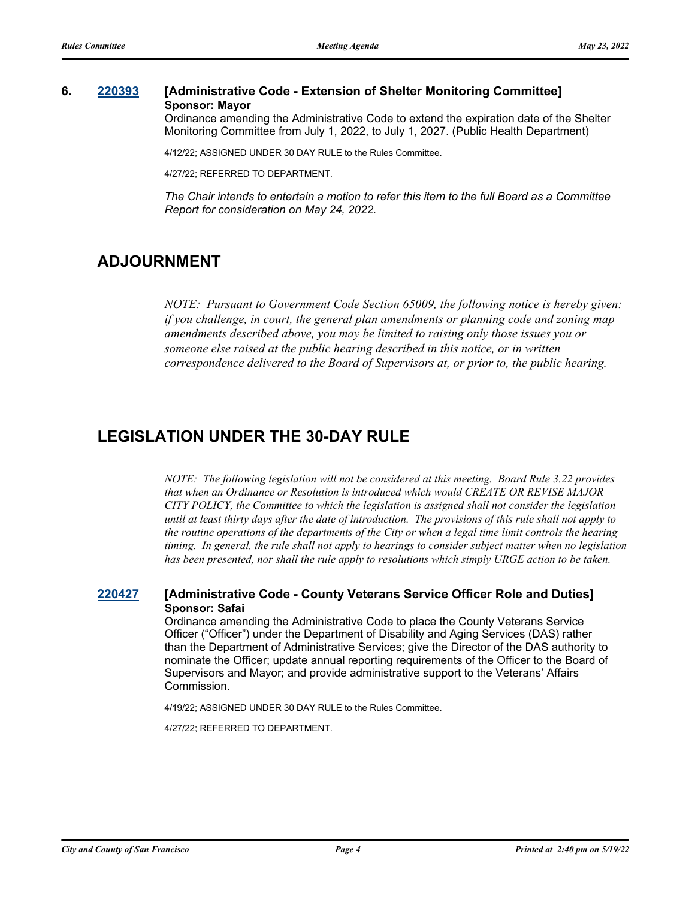**6. [220393](220393) [Administrative Code - Extension of Shelter Monitoring Committee]**
**Sponsor: Mayor**

Ordinance amending the Administrative Code to extend the expiration date of the Shelter Monitoring Committee from July 1, 2022, to July 1, 2027. (Public Health Department)

4/12/22; ASSIGNED UNDER 30 DAY RULE to the Rules Committee.

4/27/22; REFERRED TO DEPARTMENT.

*The Chair intends to entertain a motion to refer this item to the full Board as a Committee Report for consideration on May 24, 2022.*

## ADJOURNMENT

*NOTE: Pursuant to Government Code Section 65009, the following notice is hereby given: if you challenge, in court, the general plan amendments or planning code and zoning map amendments described above, you may be limited to raising only those issues you or someone else raised at the public hearing described in this notice, or in written correspondence delivered to the Board of Supervisors at, or prior to, the public hearing.*

## LEGISLATION UNDER THE 30-DAY RULE

*NOTE: The following legislation will not be considered at this meeting. Board Rule 3.22 provides that when an Ordinance or Resolution is introduced which would CREATE OR REVISE MAJOR CITY POLICY, the Committee to which the legislation is assigned shall not consider the legislation until at least thirty days after the date of introduction. The provisions of this rule shall not apply to the routine operations of the departments of the City or when a legal time limit controls the hearing timing. In general, the rule shall not apply to hearings to consider subject matter when no legislation has been presented, nor shall the rule apply to resolutions which simply URGE action to be taken.*

**[220427](220427) [Administrative Code - County Veterans Service Officer Role and Duties]**
**Sponsor: Safai**

Ordinance amending the Administrative Code to place the County Veterans Service Officer ("Officer") under the Department of Disability and Aging Services (DAS) rather than the Department of Administrative Services; give the Director of the DAS authority to nominate the Officer; update annual reporting requirements of the Officer to the Board of Supervisors and Mayor; and provide administrative support to the Veterans' Affairs Commission.

4/19/22; ASSIGNED UNDER 30 DAY RULE to the Rules Committee.

4/27/22; REFERRED TO DEPARTMENT.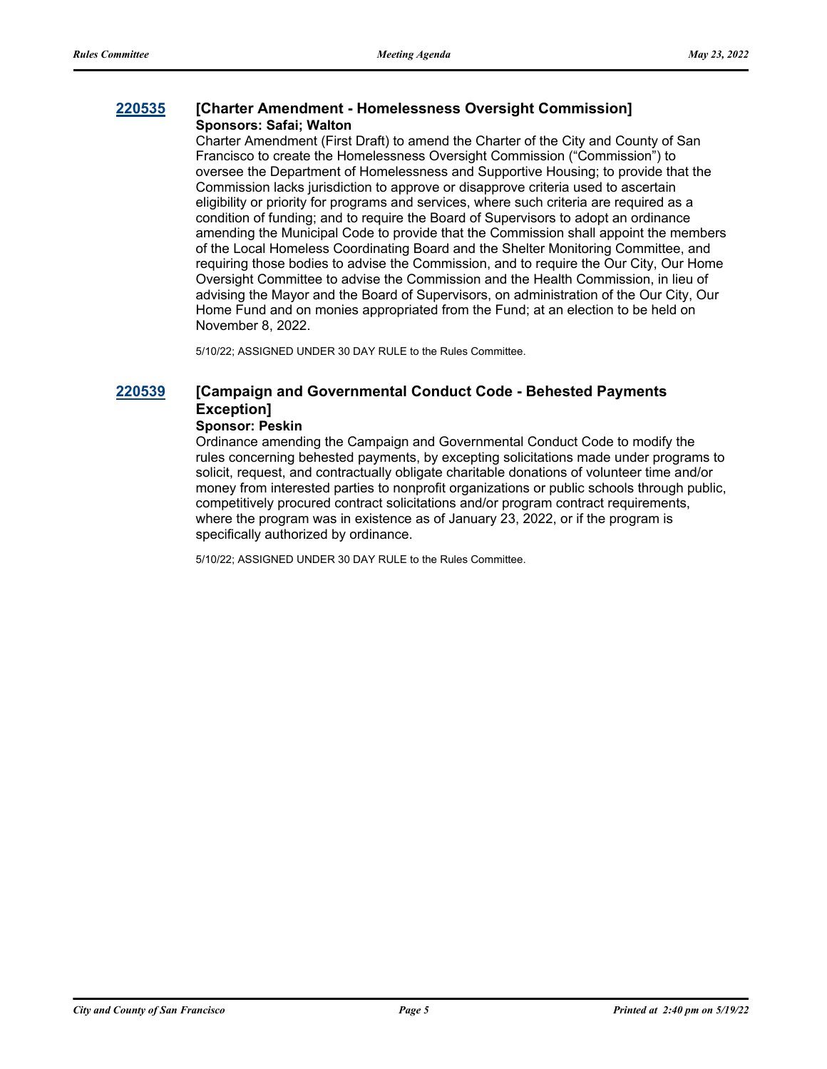### [220535](#) [Charter Amendment - Homelessness Oversight Commission]

**Sponsors: Safai; Walton**

Charter Amendment (First Draft) to amend the Charter of the City and County of San Francisco to create the Homelessness Oversight Commission ("Commission") to oversee the Department of Homelessness and Supportive Housing; to provide that the Commission lacks jurisdiction to approve or disapprove criteria used to ascertain eligibility or priority for programs and services, where such criteria are required as a condition of funding; and to require the Board of Supervisors to adopt an ordinance amending the Municipal Code to provide that the Commission shall appoint the members of the Local Homeless Coordinating Board and the Shelter Monitoring Committee, and requiring those bodies to advise the Commission, and to require the Our City, Our Home Oversight Committee to advise the Commission and the Health Commission, in lieu of advising the Mayor and the Board of Supervisors, on administration of the Our City, Our Home Fund and on monies appropriated from the Fund; at an election to be held on November 8, 2022.

5/10/22; ASSIGNED UNDER 30 DAY RULE to the Rules Committee.

### [220539](#) [Campaign and Governmental Conduct Code - Behested Payments Exception]

**Sponsor: Peskin**

Ordinance amending the Campaign and Governmental Conduct Code to modify the rules concerning behested payments, by excepting solicitations made under programs to solicit, request, and contractually obligate charitable donations of volunteer time and/or money from interested parties to nonprofit organizations or public schools through public, competitively procured contract solicitations and/or program contract requirements, where the program was in existence as of January 23, 2022, or if the program is specifically authorized by ordinance.

5/10/22; ASSIGNED UNDER 30 DAY RULE to the Rules Committee.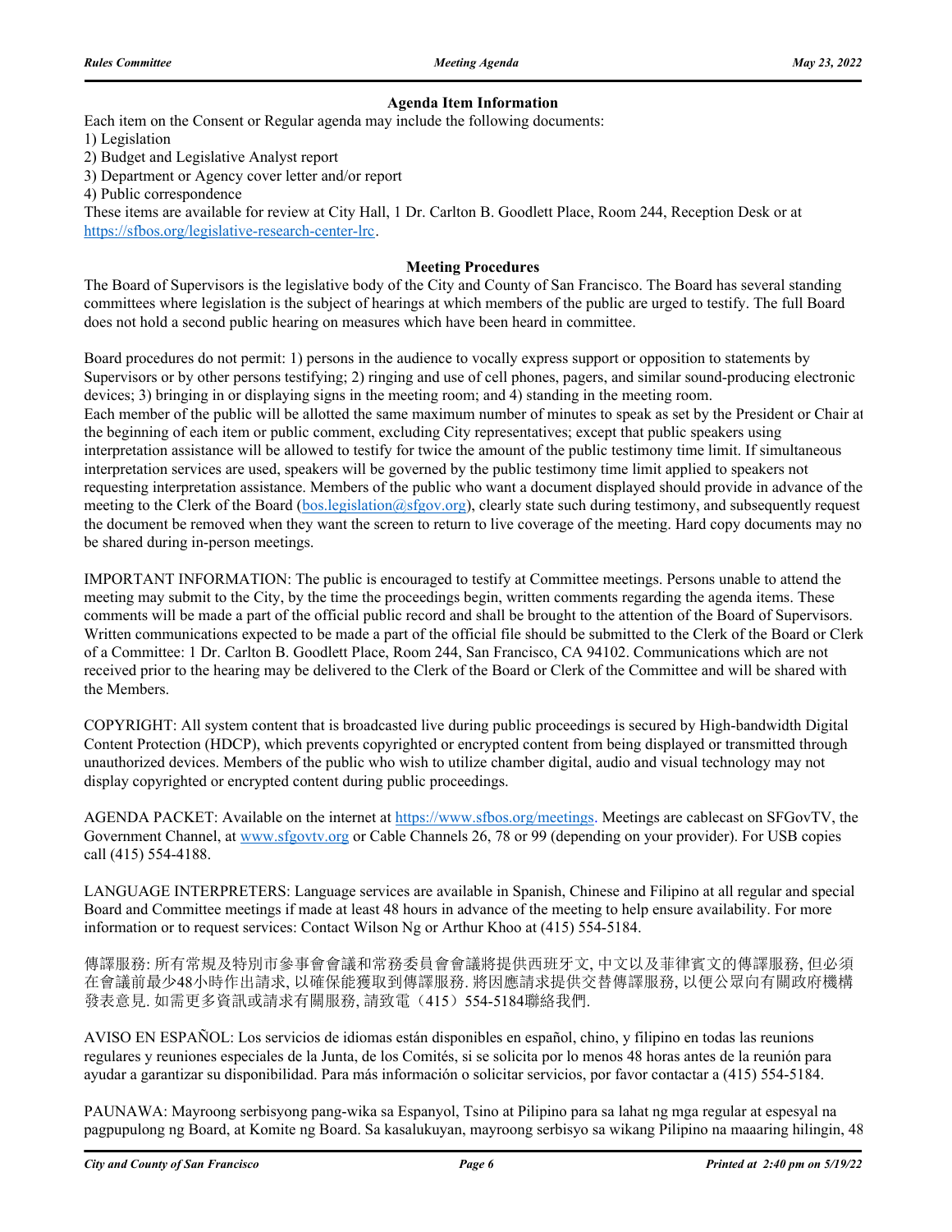### Agenda Item Information

Each item on the Consent or Regular agenda may include the following documents:

1) Legislation
2) Budget and Legislative Analyst report
3) Department or Agency cover letter and/or report
4) Public correspondence

These items are available for review at City Hall, 1 Dr. Carlton B. Goodlett Place, Room 244, Reception Desk or at https://sfbos.org/legislative-research-center-lrc.

### Meeting Procedures

The Board of Supervisors is the legislative body of the City and County of San Francisco. The Board has several standing committees where legislation is the subject of hearings at which members of the public are urged to testify. The full Board does not hold a second public hearing on measures which have been heard in committee.

Board procedures do not permit: 1) persons in the audience to vocally express support or opposition to statements by Supervisors or by other persons testifying; 2) ringing and use of cell phones, pagers, and similar sound-producing electronic devices; 3) bringing in or displaying signs in the meeting room; and 4) standing in the meeting room.
Each member of the public will be allotted the same maximum number of minutes to speak as set by the President or Chair at the beginning of each item or public comment, excluding City representatives; except that public speakers using interpretation assistance will be allowed to testify for twice the amount of the public testimony time limit. If simultaneous interpretation services are used, speakers will be governed by the public testimony time limit applied to speakers not requesting interpretation assistance. Members of the public who want a document displayed should provide in advance of the meeting to the Clerk of the Board (bos.legislation@sfgov.org), clearly state such during testimony, and subsequently request the document be removed when they want the screen to return to live coverage of the meeting. Hard copy documents may not be shared during in-person meetings.

IMPORTANT INFORMATION: The public is encouraged to testify at Committee meetings. Persons unable to attend the meeting may submit to the City, by the time the proceedings begin, written comments regarding the agenda items. These comments will be made a part of the official public record and shall be brought to the attention of the Board of Supervisors. Written communications expected to be made a part of the official file should be submitted to the Clerk of the Board or Clerk of a Committee: 1 Dr. Carlton B. Goodlett Place, Room 244, San Francisco, CA 94102. Communications which are not received prior to the hearing may be delivered to the Clerk of the Board or Clerk of the Committee and will be shared with the Members.

COPYRIGHT: All system content that is broadcasted live during public proceedings is secured by High-bandwidth Digital Content Protection (HDCP), which prevents copyrighted or encrypted content from being displayed or transmitted through unauthorized devices. Members of the public who wish to utilize chamber digital, audio and visual technology may not display copyrighted or encrypted content during public proceedings.

AGENDA PACKET: Available on the internet at https://www.sfbos.org/meetings. Meetings are cablecast on SFGovTV, the Government Channel, at www.sfgovtv.org or Cable Channels 26, 78 or 99 (depending on your provider). For USB copies call (415) 554-4188.

LANGUAGE INTERPRETERS: Language services are available in Spanish, Chinese and Filipino at all regular and special Board and Committee meetings if made at least 48 hours in advance of the meeting to help ensure availability. For more information or to request services: Contact Wilson Ng or Arthur Khoo at (415) 554-5184.

傳譯服務: 所有常規及特別市參事會會議和常務委員會會議將提供西班牙文, 中文以及菲律賓文的傳譯服務, 但必須在會議前最少48小時作出請求, 以確保能獲取到傳譯服務. 將因應請求提供交替傳譯服務, 以便公眾向有關政府機構發表意見. 如需更多資訊或請求有關服務, 請致電（415）554-5184聯絡我們.

AVISO EN ESPAÑOL: Los servicios de idiomas están disponibles en español, chino, y filipino en todas las reunions regulares y reuniones especiales de la Junta, de los Comités, si se solicita por lo menos 48 horas antes de la reunión para ayudar a garantizar su disponibilidad. Para más información o solicitar servicios, por favor contactar a (415) 554-5184.

PAUNAWA: Mayroong serbisyong pang-wika sa Espanyol, Tsino at Pilipino para sa lahat ng mga regular at espesyal na pagpupulong ng Board, at Komite ng Board. Sa kasalukuyan, mayroong serbisyo sa wikang Pilipino na maaaring hilingin, 48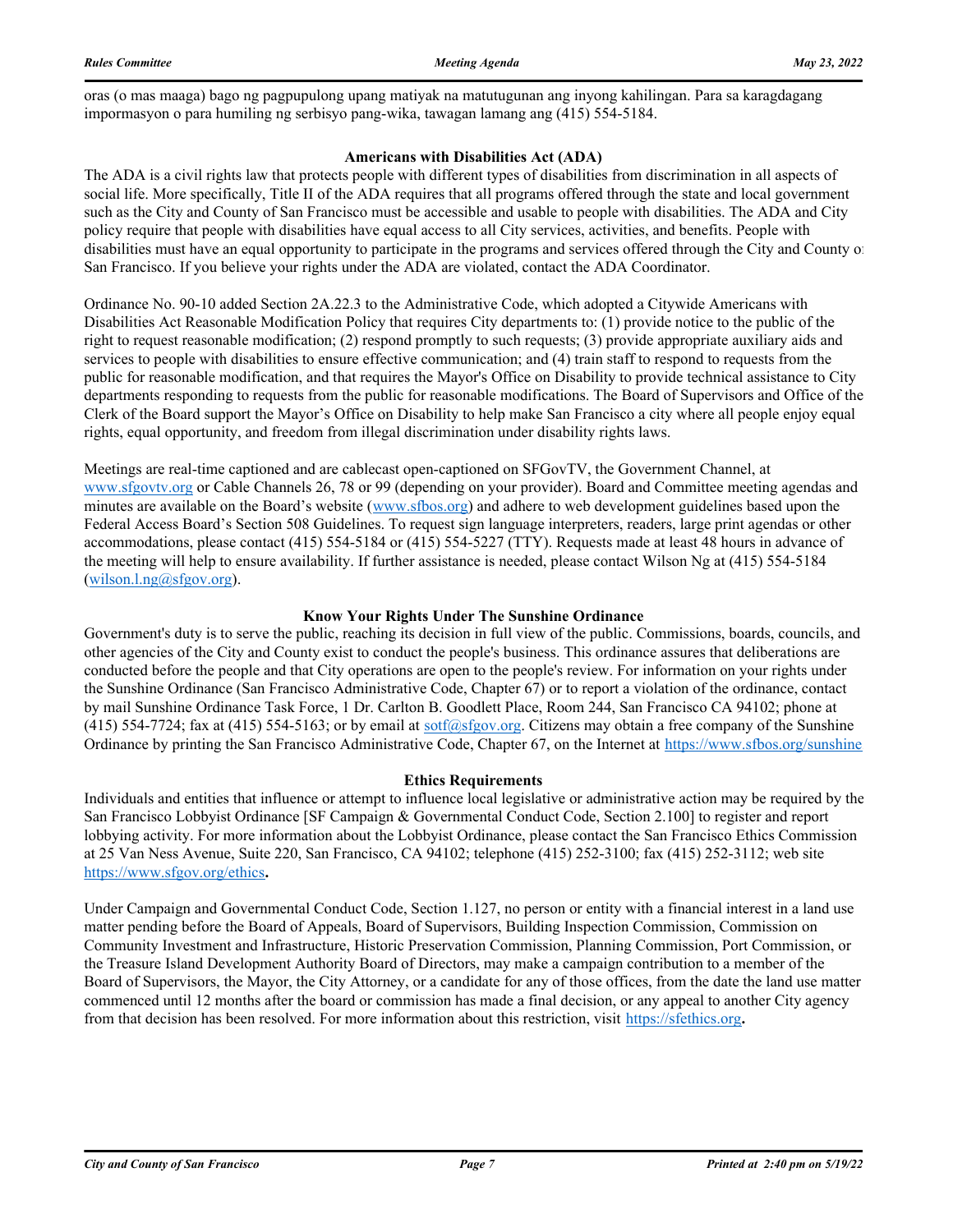oras (o mas maaga) bago ng pagpupulong upang matiyak na matutugunan ang inyong kahilingan. Para sa karagdagang impormasyon o para humiling ng serbisyo pang-wika, tawagan lamang ang (415) 554-5184.

## Americans with Disabilities Act (ADA)

The ADA is a civil rights law that protects people with different types of disabilities from discrimination in all aspects of social life. More specifically, Title II of the ADA requires that all programs offered through the state and local government such as the City and County of San Francisco must be accessible and usable to people with disabilities. The ADA and City policy require that people with disabilities have equal access to all City services, activities, and benefits. People with disabilities must have an equal opportunity to participate in the programs and services offered through the City and County of San Francisco. If you believe your rights under the ADA are violated, contact the ADA Coordinator.

Ordinance No. 90-10 added Section 2A.22.3 to the Administrative Code, which adopted a Citywide Americans with Disabilities Act Reasonable Modification Policy that requires City departments to: (1) provide notice to the public of the right to request reasonable modification; (2) respond promptly to such requests; (3) provide appropriate auxiliary aids and services to people with disabilities to ensure effective communication; and (4) train staff to respond to requests from the public for reasonable modification, and that requires the Mayor's Office on Disability to provide technical assistance to City departments responding to requests from the public for reasonable modifications. The Board of Supervisors and Office of the Clerk of the Board support the Mayor's Office on Disability to help make San Francisco a city where all people enjoy equal rights, equal opportunity, and freedom from illegal discrimination under disability rights laws.

Meetings are real-time captioned and are cablecast open-captioned on SFGovTV, the Government Channel, at www.sfgovtv.org or Cable Channels 26, 78 or 99 (depending on your provider). Board and Committee meeting agendas and minutes are available on the Board's website (www.sfbos.org) and adhere to web development guidelines based upon the Federal Access Board's Section 508 Guidelines. To request sign language interpreters, readers, large print agendas or other accommodations, please contact (415) 554-5184 or (415) 554-5227 (TTY). Requests made at least 48 hours in advance of the meeting will help to ensure availability. If further assistance is needed, please contact Wilson Ng at (415) 554-5184 (wilson.l.ng@sfgov.org).

## Know Your Rights Under The Sunshine Ordinance

Government's duty is to serve the public, reaching its decision in full view of the public. Commissions, boards, councils, and other agencies of the City and County exist to conduct the people's business. This ordinance assures that deliberations are conducted before the people and that City operations are open to the people's review. For information on your rights under the Sunshine Ordinance (San Francisco Administrative Code, Chapter 67) or to report a violation of the ordinance, contact by mail Sunshine Ordinance Task Force, 1 Dr. Carlton B. Goodlett Place, Room 244, San Francisco CA 94102; phone at (415) 554-7724; fax at (415) 554-5163; or by email at sotf@sfgov.org. Citizens may obtain a free company of the Sunshine Ordinance by printing the San Francisco Administrative Code, Chapter 67, on the Internet at https://www.sfbos.org/sunshine

## Ethics Requirements

Individuals and entities that influence or attempt to influence local legislative or administrative action may be required by the San Francisco Lobbyist Ordinance [SF Campaign & Governmental Conduct Code, Section 2.100] to register and report lobbying activity. For more information about the Lobbyist Ordinance, please contact the San Francisco Ethics Commission at 25 Van Ness Avenue, Suite 220, San Francisco, CA 94102; telephone (415) 252-3100; fax (415) 252-3112; web site https://www.sfgov.org/ethics**.**

Under Campaign and Governmental Conduct Code, Section 1.127, no person or entity with a financial interest in a land use matter pending before the Board of Appeals, Board of Supervisors, Building Inspection Commission, Commission on Community Investment and Infrastructure, Historic Preservation Commission, Planning Commission, Port Commission, or the Treasure Island Development Authority Board of Directors, may make a campaign contribution to a member of the Board of Supervisors, the Mayor, the City Attorney, or a candidate for any of those offices, from the date the land use matter commenced until 12 months after the board or commission has made a final decision, or any appeal to another City agency from that decision has been resolved. For more information about this restriction, visit https://sfethics.org**.**